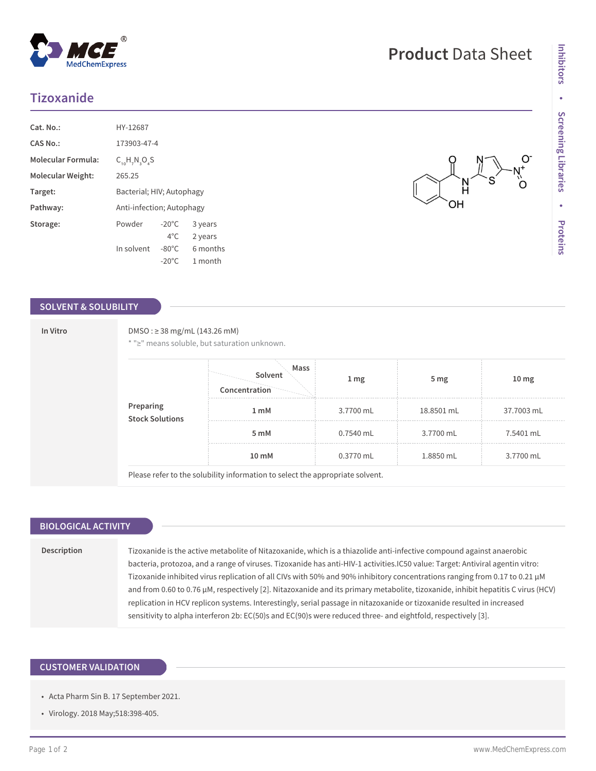# Product Data Sheet

## Tizoxanide

| | |
|---|---|
| **Cat. No.:** | HY-12687 |
| **CAS No.:** | 173903-47-4 |
| **Molecular Formula:** | $C_{10}H_7N_3O_4S$ |
| **Molecular Weight:** | 265.25 |
| **Target:** | Bacterial; HIV; Autophagy |
| **Pathway:** | Anti-infection; Autophagy |
| **Storage:** | Powder -20°C 3 years; 4°C 2 years; In solvent -80°C 6 months; -20°C 1 month |

## SOLVENT & SOLUBILITY

**In Vitro**

DMSO : ≥ 38 mg/mL (143.26 mM)

* "≥" means soluble, but saturation unknown.

**Preparing Stock Solutions**

| Concentration / Solvent / Mass | 1 mg | 5 mg | 10 mg |
|---|---|---|---|
| 1 mM | 3.7700 mL | 18.8501 mL | 37.7003 mL |
| 5 mM | 0.7540 mL | 3.7700 mL | 7.5401 mL |
| 10 mM | 0.3770 mL | 1.8850 mL | 3.7700 mL |

Please refer to the solubility information to select the appropriate solvent.

## BIOLOGICAL ACTIVITY

**Description**

Tizoxanide is the active metabolite of Nitazoxanide, which is a thiazolide anti-infective compound against anaerobic bacteria, protozoa, and a range of viruses. Tizoxanide has anti-HIV-1 activities.IC50 value: Target: Antiviral agentin vitro: Tizoxanide inhibited virus replication of all CIVs with 50% and 90% inhibitory concentrations ranging from 0.17 to 0.21 µM and from 0.60 to 0.76 µM, respectively [2]. Nitazoxanide and its primary metabolite, tizoxanide, inhibit hepatitis C virus (HCV) replication in HCV replicon systems. Interestingly, serial passage in nitazoxanide or tizoxanide resulted in increased sensitivity to alpha interferon 2b: EC(50)s and EC(90)s were reduced three- and eightfold, respectively [3].

## CUSTOMER VALIDATION

- Acta Pharm Sin B. 17 September 2021.
- Virology. 2018 May;518:398-405.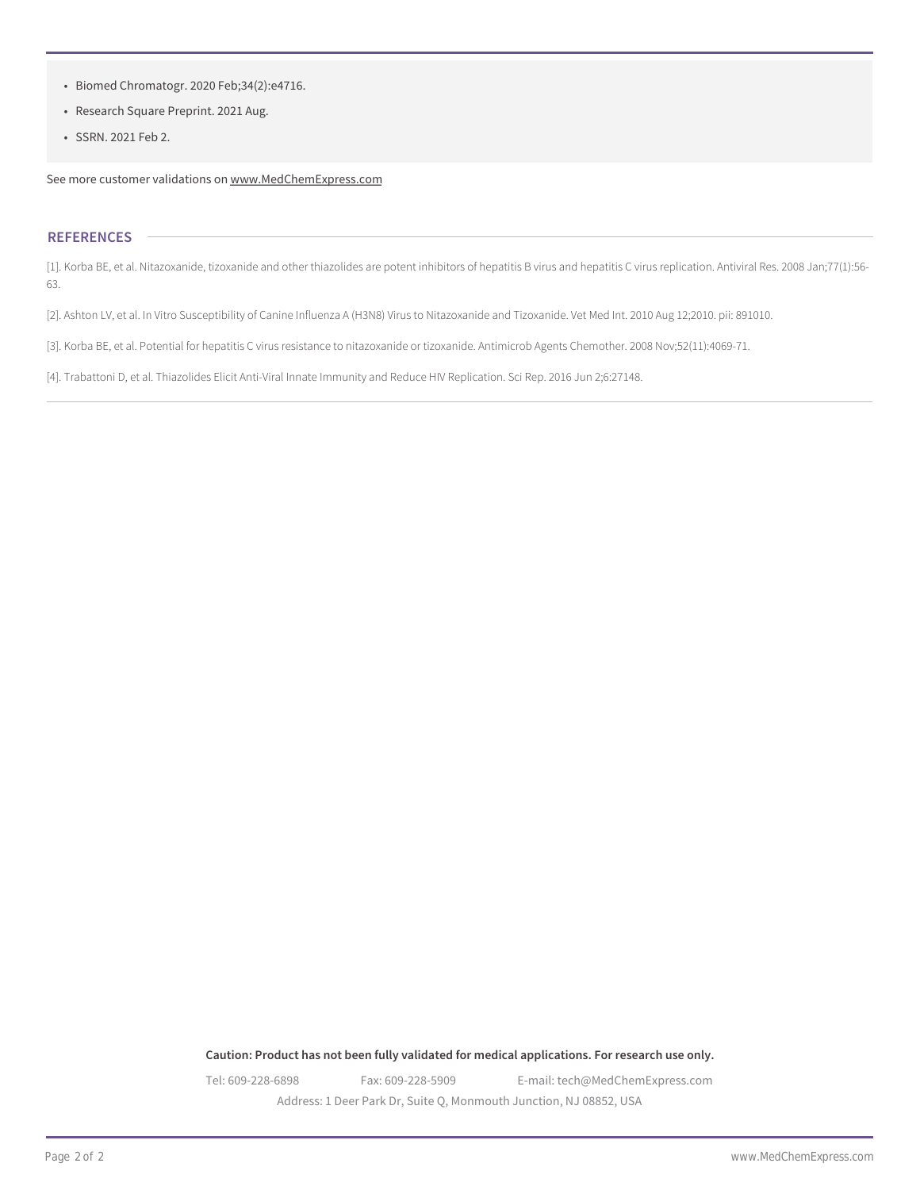- Biomed Chromatogr. 2020 Feb;34(2):e4716.
- Research Square Preprint. 2021 Aug.
- SSRN. 2021 Feb 2.

See more customer validations on www.MedChemExpress.com

## REFERENCES

[1]. Korba BE, et al. Nitazoxanide, tizoxanide and other thiazolides are potent inhibitors of hepatitis B virus and hepatitis C virus replication. Antiviral Res. 2008 Jan;77(1):56-63.

[2]. Ashton LV, et al. In Vitro Susceptibility of Canine Influenza A (H3N8) Virus to Nitazoxanide and Tizoxanide. Vet Med Int. 2010 Aug 12;2010. pii: 891010.

[3]. Korba BE, et al. Potential for hepatitis C virus resistance to nitazoxanide or tizoxanide. Antimicrob Agents Chemother. 2008 Nov;52(11):4069-71.

[4]. Trabattoni D, et al. Thiazolides Elicit Anti-Viral Innate Immunity and Reduce HIV Replication. Sci Rep. 2016 Jun 2;6:27148.

**Caution: Product has not been fully validated for medical applications. For research use only.**

Tel: 609-228-6898 Fax: 609-228-5909 E-mail: tech@MedChemExpress.com

Address: 1 Deer Park Dr, Suite Q, Monmouth Junction, NJ 08852, USA